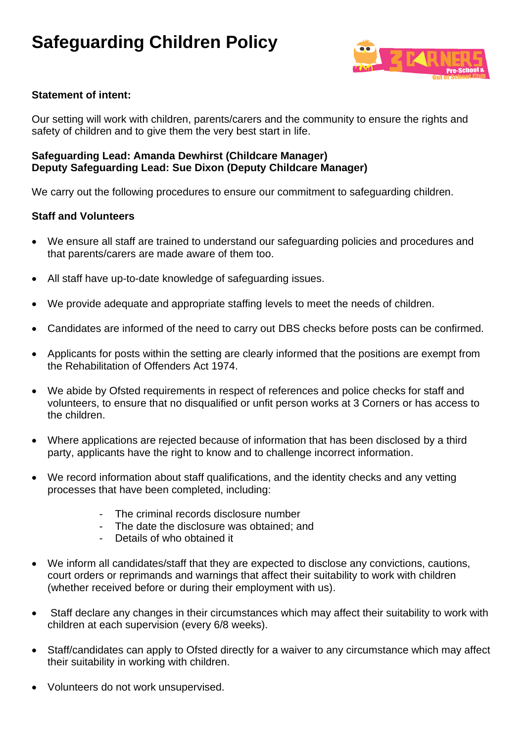# Safeguarding Children Policy

**Statement of intent:**

Our setting will work with children, parents/carers and the community to ensure the rights and safety of children and to give them the very best start in life.

**Safeguarding Lead: Amanda Dewhirst (Childcare Manager)**
**Deputy Safeguarding Lead: Sue Dixon (Deputy Childcare Manager)**

We carry out the following procedures to ensure our commitment to safeguarding children.

**Staff and Volunteers**

- We ensure all staff are trained to understand our safeguarding policies and procedures and that parents/carers are made aware of them too.
- All staff have up-to-date knowledge of safeguarding issues.
- We provide adequate and appropriate staffing levels to meet the needs of children.
- Candidates are informed of the need to carry out DBS checks before posts can be confirmed.
- Applicants for posts within the setting are clearly informed that the positions are exempt from the Rehabilitation of Offenders Act 1974.
- We abide by Ofsted requirements in respect of references and police checks for staff and volunteers, to ensure that no disqualified or unfit person works at 3 Corners or has access to the children.
- Where applications are rejected because of information that has been disclosed by a third party, applicants have the right to know and to challenge incorrect information.
- We record information about staff qualifications, and the identity checks and any vetting processes that have been completed, including:
    - The criminal records disclosure number
    - The date the disclosure was obtained; and
    - Details of who obtained it
- We inform all candidates/staff that they are expected to disclose any convictions, cautions, court orders or reprimands and warnings that affect their suitability to work with children (whether received before or during their employment with us).
- Staff declare any changes in their circumstances which may affect their suitability to work with children at each supervision (every 6/8 weeks).
- Staff/candidates can apply to Ofsted directly for a waiver to any circumstance which may affect their suitability in working with children.
- Volunteers do not work unsupervised.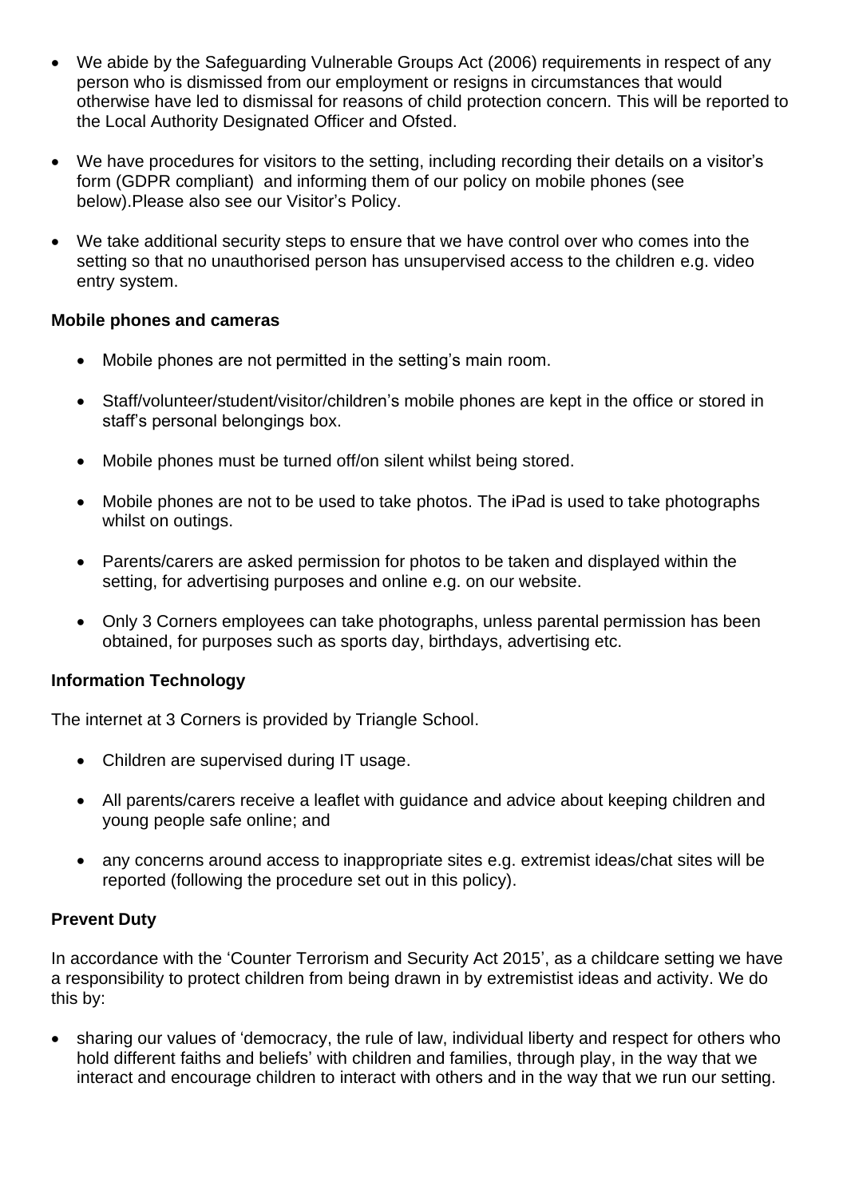- We abide by the Safeguarding Vulnerable Groups Act (2006) requirements in respect of any person who is dismissed from our employment or resigns in circumstances that would otherwise have led to dismissal for reasons of child protection concern. This will be reported to the Local Authority Designated Officer and Ofsted.

- We have procedures for visitors to the setting, including recording their details on a visitor's form (GDPR compliant) and informing them of our policy on mobile phones (see below).Please also see our Visitor's Policy.

- We take additional security steps to ensure that we have control over who comes into the setting so that no unauthorised person has unsupervised access to the children e.g. video entry system.

**Mobile phones and cameras**

- Mobile phones are not permitted in the setting's main room.
- Staff/volunteer/student/visitor/children's mobile phones are kept in the office or stored in staff's personal belongings box.
- Mobile phones must be turned off/on silent whilst being stored.
- Mobile phones are not to be used to take photos. The iPad is used to take photographs whilst on outings.
- Parents/carers are asked permission for photos to be taken and displayed within the setting, for advertising purposes and online e.g. on our website.
- Only 3 Corners employees can take photographs, unless parental permission has been obtained, for purposes such as sports day, birthdays, advertising etc.

**Information Technology**

The internet at 3 Corners is provided by Triangle School.

- Children are supervised during IT usage.
- All parents/carers receive a leaflet with guidance and advice about keeping children and young people safe online; and
- any concerns around access to inappropriate sites e.g. extremist ideas/chat sites will be reported (following the procedure set out in this policy).

**Prevent Duty**

In accordance with the 'Counter Terrorism and Security Act 2015', as a childcare setting we have a responsibility to protect children from being drawn in by extremistist ideas and activity. We do this by:

- sharing our values of 'democracy, the rule of law, individual liberty and respect for others who hold different faiths and beliefs' with children and families, through play, in the way that we interact and encourage children to interact with others and in the way that we run our setting.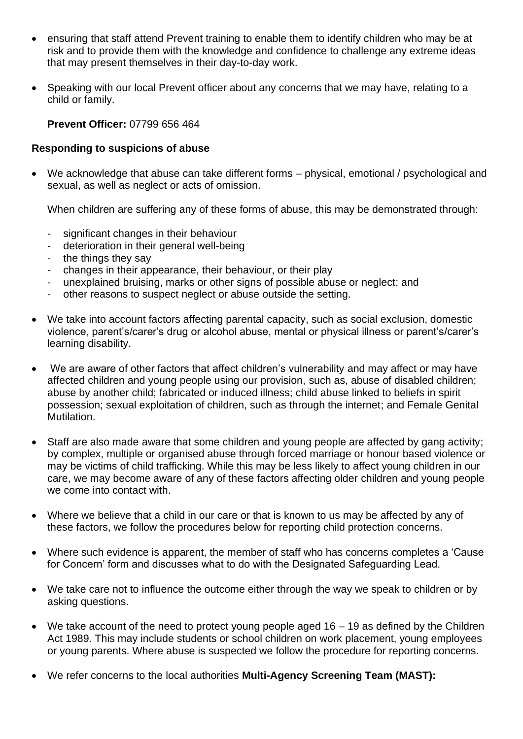- ensuring that staff attend Prevent training to enable them to identify children who may be at risk and to provide them with the knowledge and confidence to challenge any extreme ideas that may present themselves in their day-to-day work.

- Speaking with our local Prevent officer about any concerns that we may have, relating to a child or family.

  **Prevent Officer:** 07799 656 464

**Responding to suspicions of abuse**

- We acknowledge that abuse can take different forms – physical, emotional / psychological and sexual, as well as neglect or acts of omission.

  When children are suffering any of these forms of abuse, this may be demonstrated through:

  - significant changes in their behaviour
  - deterioration in their general well-being
  - the things they say
  - changes in their appearance, their behaviour, or their play
  - unexplained bruising, marks or other signs of possible abuse or neglect; and
  - other reasons to suspect neglect or abuse outside the setting.

- We take into account factors affecting parental capacity, such as social exclusion, domestic violence, parent's/carer's drug or alcohol abuse, mental or physical illness or parent's/carer's learning disability.

- We are aware of other factors that affect children's vulnerability and may affect or may have affected children and young people using our provision, such as, abuse of disabled children; abuse by another child; fabricated or induced illness; child abuse linked to beliefs in spirit possession; sexual exploitation of children, such as through the internet; and Female Genital Mutilation.

- Staff are also made aware that some children and young people are affected by gang activity; by complex, multiple or organised abuse through forced marriage or honour based violence or may be victims of child trafficking. While this may be less likely to affect young children in our care, we may become aware of any of these factors affecting older children and young people we come into contact with.

- Where we believe that a child in our care or that is known to us may be affected by any of these factors, we follow the procedures below for reporting child protection concerns.

- Where such evidence is apparent, the member of staff who has concerns completes a 'Cause for Concern' form and discusses what to do with the Designated Safeguarding Lead.

- We take care not to influence the outcome either through the way we speak to children or by asking questions.

- We take account of the need to protect young people aged 16 – 19 as defined by the Children Act 1989. This may include students or school children on work placement, young employees or young parents. Where abuse is suspected we follow the procedure for reporting concerns.

- We refer concerns to the local authorities **Multi-Agency Screening Team (MAST):**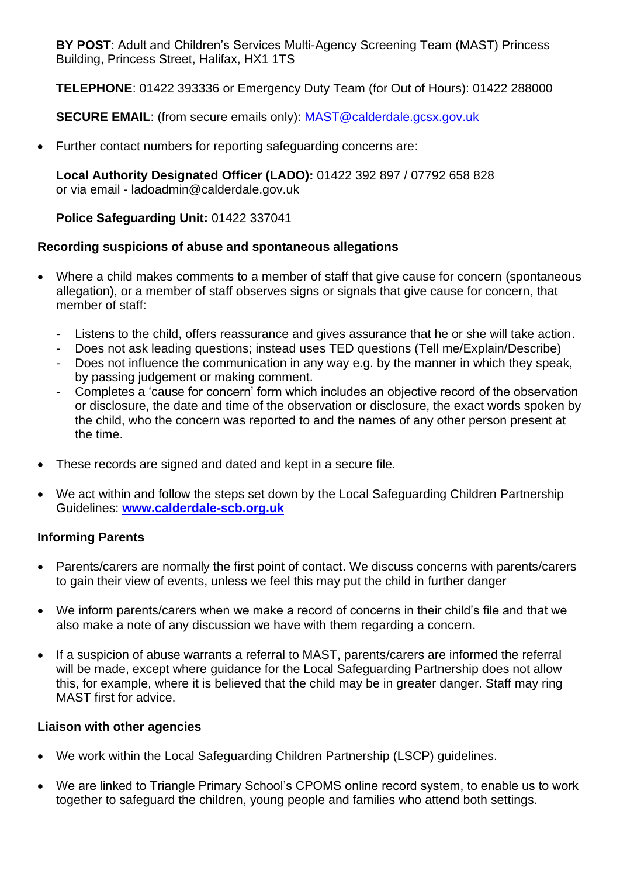**BY POST**: Adult and Children's Services Multi-Agency Screening Team (MAST) Princess Building, Princess Street, Halifax, HX1 1TS

**TELEPHONE**: 01422 393336 or Emergency Duty Team (for Out of Hours): 01422 288000

**SECURE EMAIL**: (from secure emails only): MAST@calderdale.gcsx.gov.uk

- Further contact numbers for reporting safeguarding concerns are:

  **Local Authority Designated Officer (LADO):** 01422 392 897 / 07792 658 828 or via email - ladoadmin@calderdale.gov.uk

  **Police Safeguarding Unit:** 01422 337041

**Recording suspicions of abuse and spontaneous allegations**

- Where a child makes comments to a member of staff that give cause for concern (spontaneous allegation), or a member of staff observes signs or signals that give cause for concern, that member of staff:
  - Listens to the child, offers reassurance and gives assurance that he or she will take action.
  - Does not ask leading questions; instead uses TED questions (Tell me/Explain/Describe)
  - Does not influence the communication in any way e.g. by the manner in which they speak, by passing judgement or making comment.
  - Completes a 'cause for concern' form which includes an objective record of the observation or disclosure, the date and time of the observation or disclosure, the exact words spoken by the child, who the concern was reported to and the names of any other person present at the time.
- These records are signed and dated and kept in a secure file.
- We act within and follow the steps set down by the Local Safeguarding Children Partnership Guidelines: **www.calderdale-scb.org.uk**

**Informing Parents**

- Parents/carers are normally the first point of contact. We discuss concerns with parents/carers to gain their view of events, unless we feel this may put the child in further danger
- We inform parents/carers when we make a record of concerns in their child's file and that we also make a note of any discussion we have with them regarding a concern.
- If a suspicion of abuse warrants a referral to MAST, parents/carers are informed the referral will be made, except where guidance for the Local Safeguarding Partnership does not allow this, for example, where it is believed that the child may be in greater danger. Staff may ring MAST first for advice.

**Liaison with other agencies**

- We work within the Local Safeguarding Children Partnership (LSCP) guidelines.
- We are linked to Triangle Primary School's CPOMS online record system, to enable us to work together to safeguard the children, young people and families who attend both settings.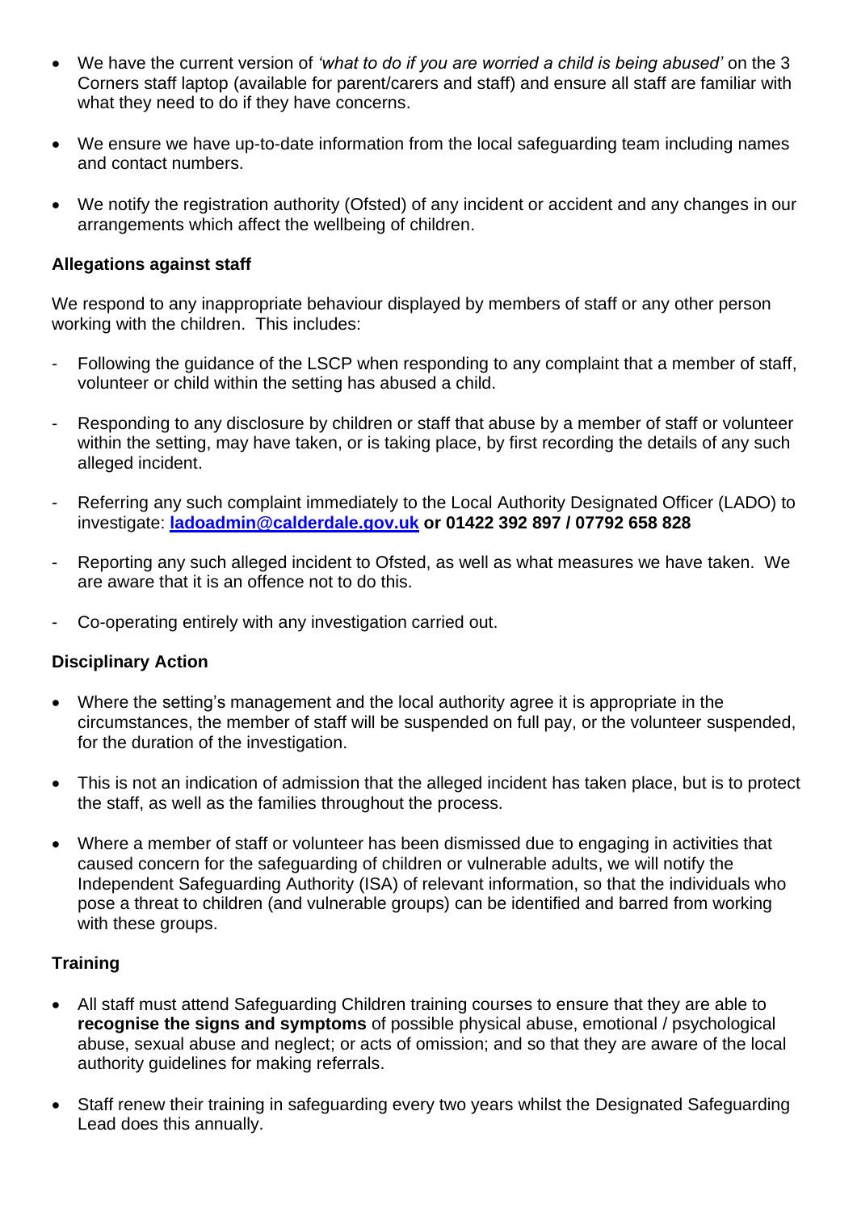- We have the current version of *'what to do if you are worried a child is being abused'* on the 3 Corners staff laptop (available for parent/carers and staff) and ensure all staff are familiar with what they need to do if they have concerns.
- We ensure we have up-to-date information from the local safeguarding team including names and contact numbers.
- We notify the registration authority (Ofsted) of any incident or accident and any changes in our arrangements which affect the wellbeing of children.

**Allegations against staff**

We respond to any inappropriate behaviour displayed by members of staff or any other person working with the children. This includes:

- Following the guidance of the LSCP when responding to any complaint that a member of staff, volunteer or child within the setting has abused a child.
- Responding to any disclosure by children or staff that abuse by a member of staff or volunteer within the setting, may have taken, or is taking place, by first recording the details of any such alleged incident.
- Referring any such complaint immediately to the Local Authority Designated Officer (LADO) to investigate: **[ladoadmin@calderdale.gov.uk](mailto:ladoadmin@calderdale.gov.uk) or 01422 392 897 / 07792 658 828**
- Reporting any such alleged incident to Ofsted, as well as what measures we have taken. We are aware that it is an offence not to do this.
- Co-operating entirely with any investigation carried out.

**Disciplinary Action**

- Where the setting's management and the local authority agree it is appropriate in the circumstances, the member of staff will be suspended on full pay, or the volunteer suspended, for the duration of the investigation.
- This is not an indication of admission that the alleged incident has taken place, but is to protect the staff, as well as the families throughout the process.
- Where a member of staff or volunteer has been dismissed due to engaging in activities that caused concern for the safeguarding of children or vulnerable adults, we will notify the Independent Safeguarding Authority (ISA) of relevant information, so that the individuals who pose a threat to children (and vulnerable groups) can be identified and barred from working with these groups.

**Training**

- All staff must attend Safeguarding Children training courses to ensure that they are able to **recognise the signs and symptoms** of possible physical abuse, emotional / psychological abuse, sexual abuse and neglect; or acts of omission; and so that they are aware of the local authority guidelines for making referrals.
- Staff renew their training in safeguarding every two years whilst the Designated Safeguarding Lead does this annually.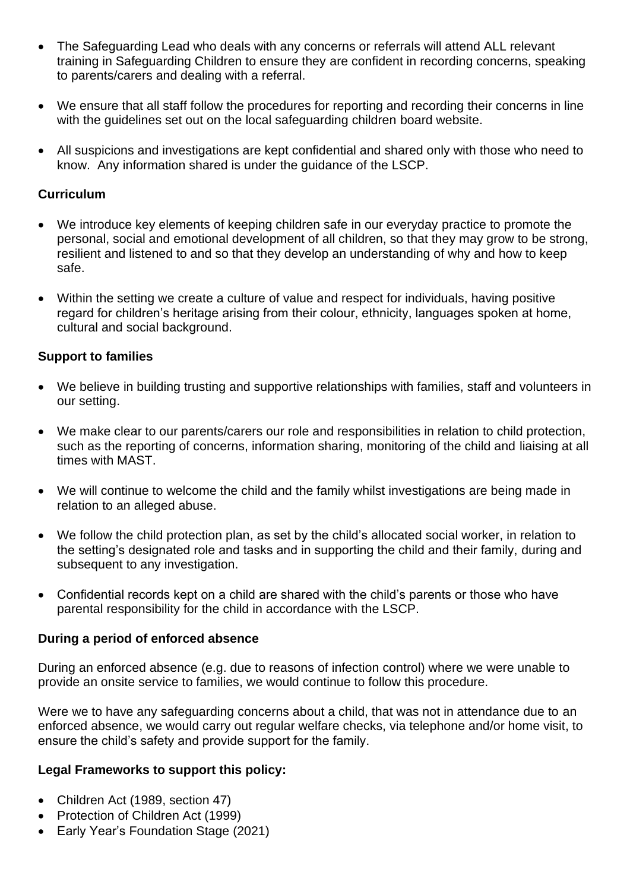- The Safeguarding Lead who deals with any concerns or referrals will attend ALL relevant training in Safeguarding Children to ensure they are confident in recording concerns, speaking to parents/carers and dealing with a referral.
- We ensure that all staff follow the procedures for reporting and recording their concerns in line with the guidelines set out on the local safeguarding children board website.
- All suspicions and investigations are kept confidential and shared only with those who need to know. Any information shared is under the guidance of the LSCP.

### Curriculum

- We introduce key elements of keeping children safe in our everyday practice to promote the personal, social and emotional development of all children, so that they may grow to be strong, resilient and listened to and so that they develop an understanding of why and how to keep safe.
- Within the setting we create a culture of value and respect for individuals, having positive regard for children's heritage arising from their colour, ethnicity, languages spoken at home, cultural and social background.

### Support to families

- We believe in building trusting and supportive relationships with families, staff and volunteers in our setting.
- We make clear to our parents/carers our role and responsibilities in relation to child protection, such as the reporting of concerns, information sharing, monitoring of the child and liaising at all times with MAST.
- We will continue to welcome the child and the family whilst investigations are being made in relation to an alleged abuse.
- We follow the child protection plan, as set by the child's allocated social worker, in relation to the setting's designated role and tasks and in supporting the child and their family, during and subsequent to any investigation.
- Confidential records kept on a child are shared with the child's parents or those who have parental responsibility for the child in accordance with the LSCP.

### During a period of enforced absence

During an enforced absence (e.g. due to reasons of infection control) where we were unable to provide an onsite service to families, we would continue to follow this procedure.

Were we to have any safeguarding concerns about a child, that was not in attendance due to an enforced absence, we would carry out regular welfare checks, via telephone and/or home visit, to ensure the child's safety and provide support for the family.

### Legal Frameworks to support this policy:

- Children Act (1989, section 47)
- Protection of Children Act (1999)
- Early Year's Foundation Stage (2021)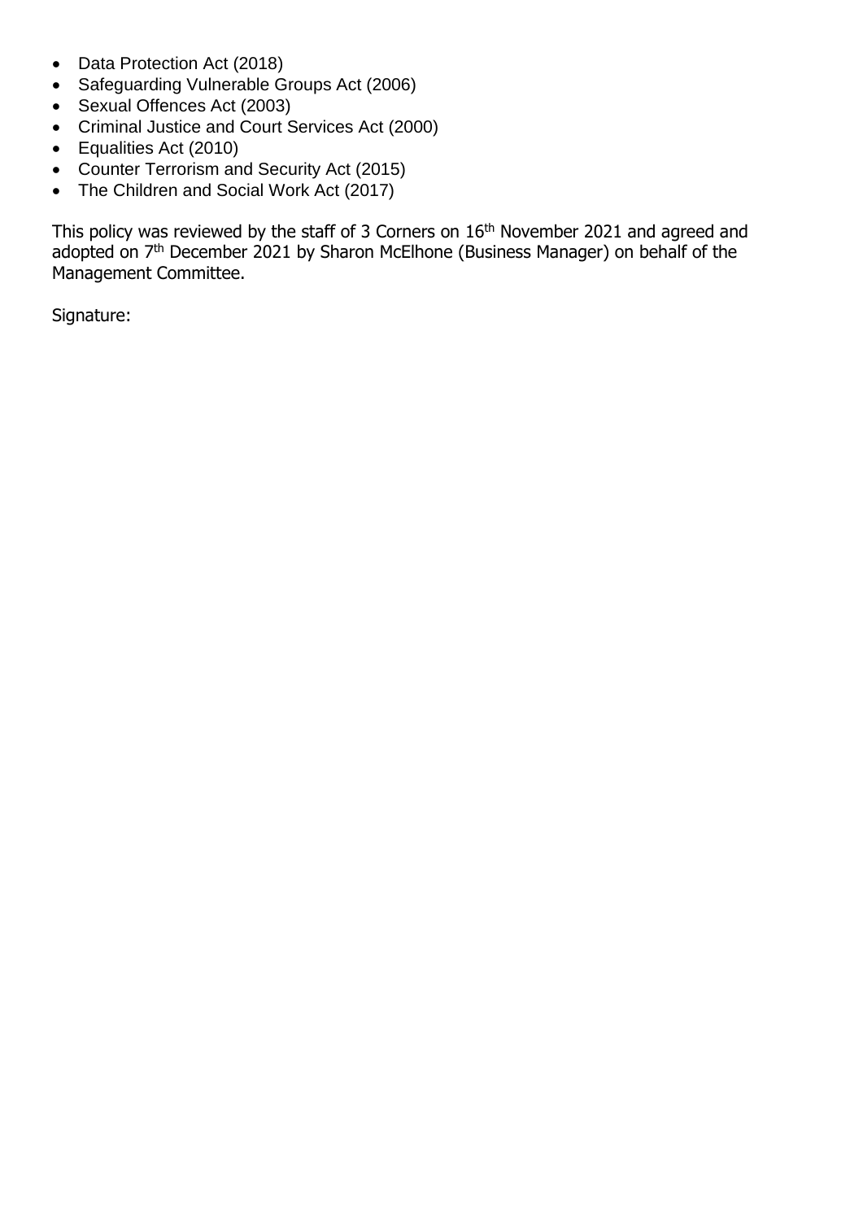- Data Protection Act (2018)
- Safeguarding Vulnerable Groups Act (2006)
- Sexual Offences Act (2003)
- Criminal Justice and Court Services Act (2000)
- Equalities Act (2010)
- Counter Terrorism and Security Act (2015)
- The Children and Social Work Act (2017)

This policy was reviewed by the staff of 3 Corners on 16th November 2021 and agreed and adopted on 7th December 2021 by Sharon McElhone (Business Manager) on behalf of the Management Committee.

Signature: